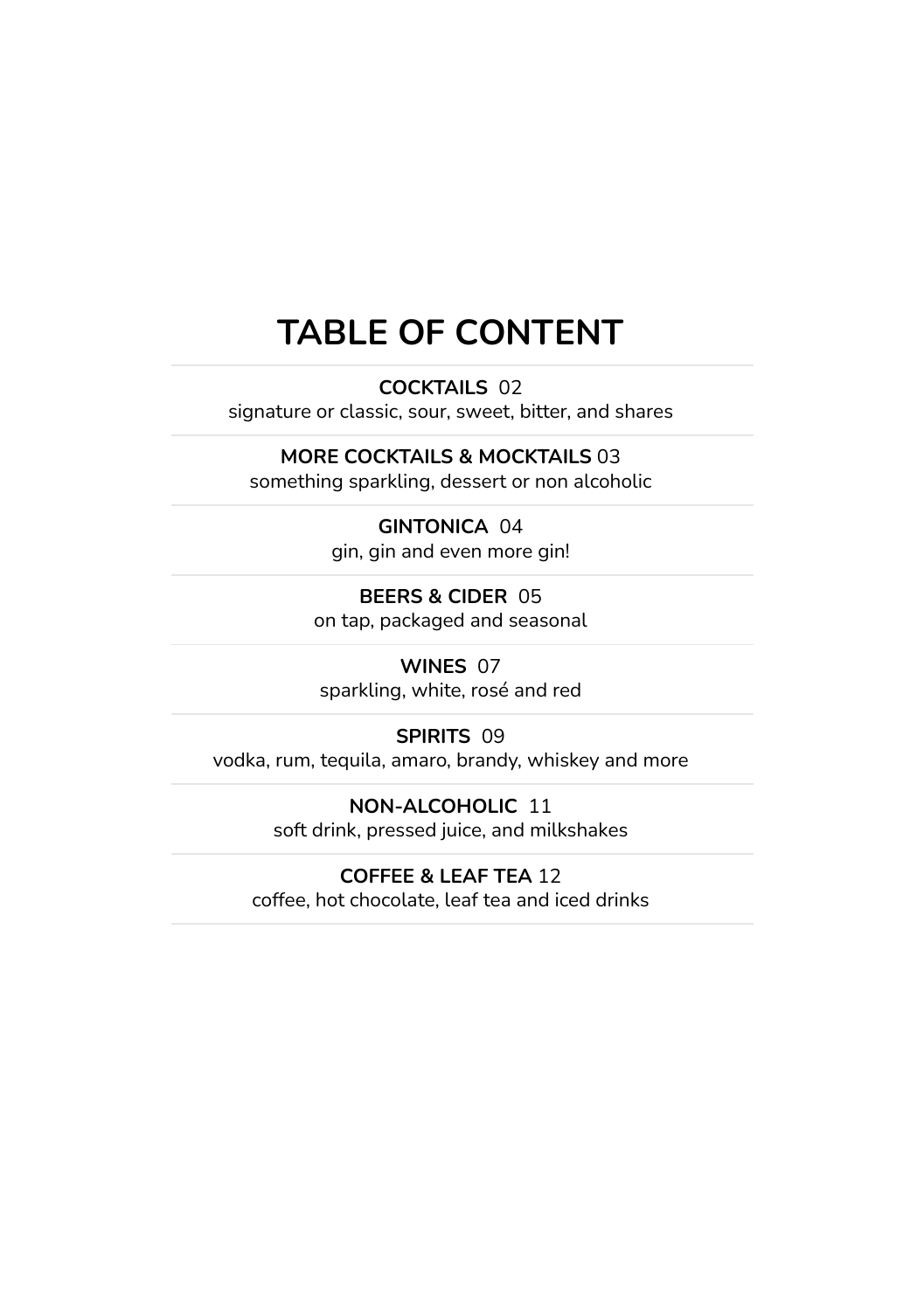# TABLE OF CONTENT

**COCKTAILS** 02
signature or classic, sour, sweet, bitter, and shares

**MORE COCKTAILS & MOCKTAILS** 03
something sparkling, dessert or non alcoholic

**GINTONICA** 04
gin, gin and even more gin!

**BEERS & CIDER** 05
on tap, packaged and seasonal

**WINES** 07
sparkling, white, rosé and red

**SPIRITS** 09
vodka, rum, tequila, amaro, brandy, whiskey and more

**NON-ALCOHOLIC** 11
soft drink, pressed juice, and milkshakes

**COFFEE & LEAF TEA** 12
coffee, hot chocolate, leaf tea and iced drinks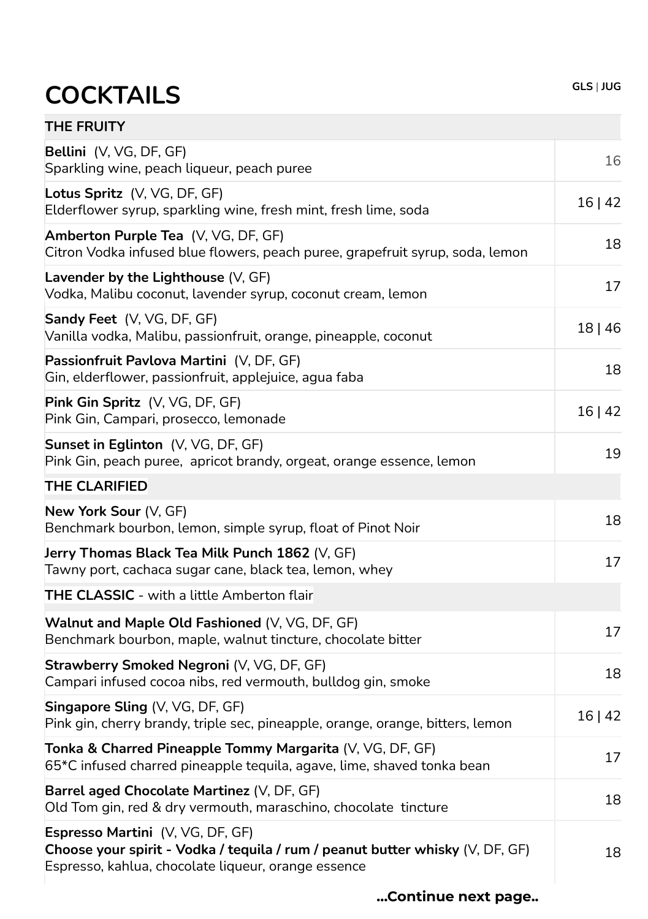# COCKTAILS

| | GLS \| JUG |
|---|---|
| **THE FRUITY** | |
| **Bellini** (V, VG, DF, GF)<br>Sparkling wine, peach liqueur, peach puree | 16 |
| **Lotus Spritz** (V, VG, DF, GF)<br>Elderflower syrup, sparkling wine, fresh mint, fresh lime, soda | 16 \| 42 |
| **Amberton Purple Tea** (V, VG, DF, GF)<br>Citron Vodka infused blue flowers, peach puree, grapefruit syrup, soda, lemon | 18 |
| **Lavender by the Lighthouse** (V, GF)<br>Vodka, Malibu coconut, lavender syrup, coconut cream, lemon | 17 |
| **Sandy Feet** (V, VG, DF, GF)<br>Vanilla vodka, Malibu, passionfruit, orange, pineapple, coconut | 18 \| 46 |
| **Passionfruit Pavlova Martini** (V, DF, GF)<br>Gin, elderflower, passionfruit, applejuice, agua faba | 18 |
| **Pink Gin Spritz** (V, VG, DF, GF)<br>Pink Gin, Campari, prosecco, lemonade | 16 \| 42 |
| **Sunset in Eglinton** (V, VG, DF, GF)<br>Pink Gin, peach puree, apricot brandy, orgeat, orange essence, lemon | 19 |
| **THE CLARIFIED** | |
| **New York Sour** (V, GF)<br>Benchmark bourbon, lemon, simple syrup, float of Pinot Noir | 18 |
| **Jerry Thomas Black Tea Milk Punch 1862** (V, GF)<br>Tawny port, cachaca sugar cane, black tea, lemon, whey | 17 |
| **THE CLASSIC** - with a little Amberton flair | |
| **Walnut and Maple Old Fashioned** (V, VG, DF, GF)<br>Benchmark bourbon, maple, walnut tincture, chocolate bitter | 17 |
| **Strawberry Smoked Negroni** (V, VG, DF, GF)<br>Campari infused cocoa nibs, red vermouth, bulldog gin, smoke | 18 |
| **Singapore Sling** (V, VG, DF, GF)<br>Pink gin, cherry brandy, triple sec, pineapple, orange, orange, bitters, lemon | 16 \| 42 |
| **Tonka & Charred Pineapple Tommy Margarita** (V, VG, DF, GF)<br>65*C infused charred pineapple tequila, agave, lime, shaved tonka bean | 17 |
| **Barrel aged Chocolate Martinez** (V, DF, GF)<br>Old Tom gin, red & dry vermouth, maraschino, chocolate tincture | 18 |
| **Espresso Martini** (V, VG, DF, GF)<br>**Choose your spirit - Vodka / tequila / rum / peanut butter whisky** (V, DF, GF)<br>Espresso, kahlua, chocolate liqueur, orange essence | 18 |

**...Continue next page..**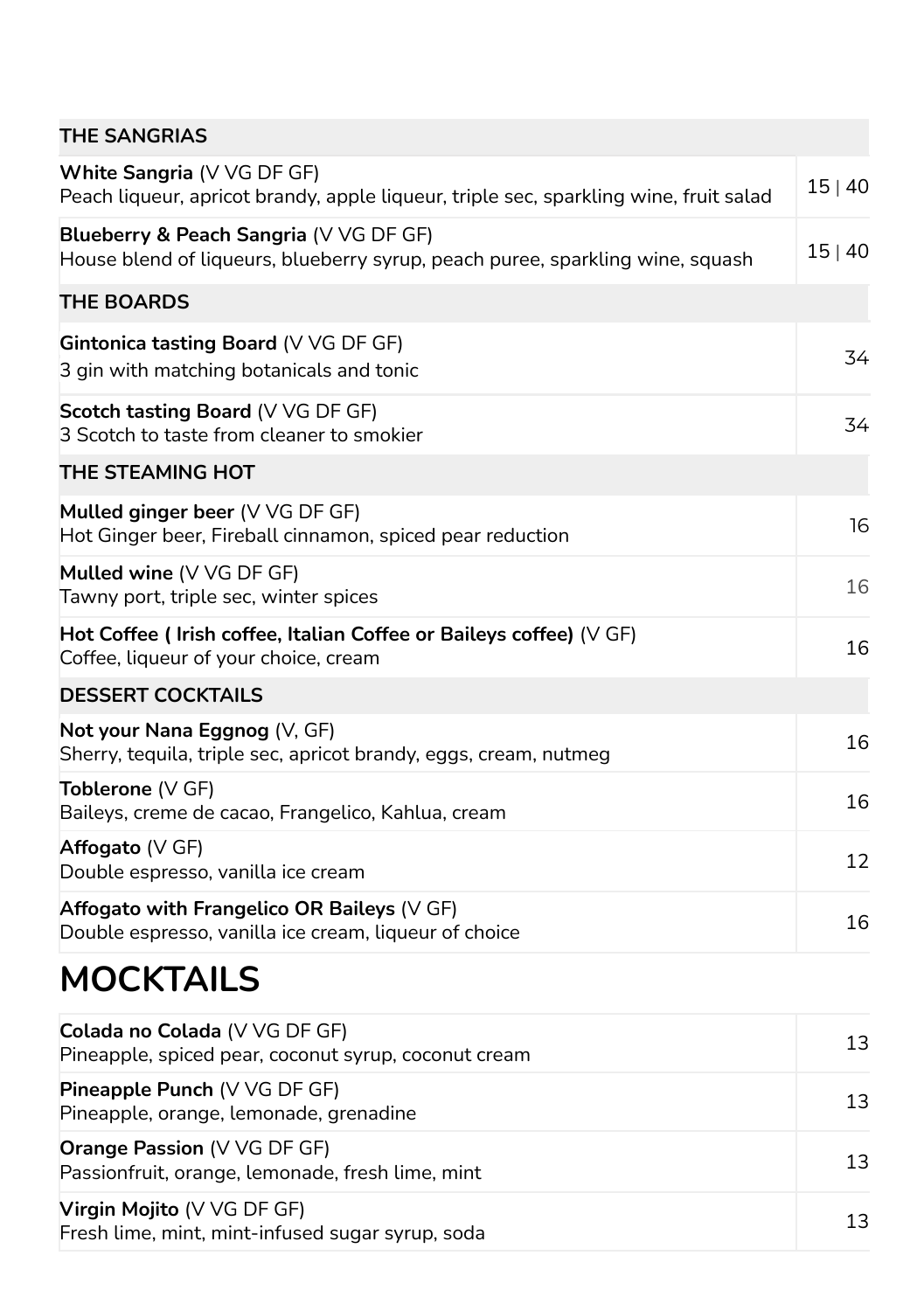| THE SANGRIAS | |
|---|---|
| **White Sangria** (V VG DF GF)<br>Peach liqueur, apricot brandy, apple liqueur, triple sec, sparkling wine, fruit salad | 15 \| 40 |
| **Blueberry & Peach Sangria** (V VG DF GF)<br>House blend of liqueurs, blueberry syrup, peach puree, sparkling wine, squash | 15 \| 40 |
| **THE BOARDS** | |
| **Gintonica tasting Board** (V VG DF GF)<br>3 gin with matching botanicals and tonic | 34 |
| **Scotch tasting Board** (V VG DF GF)<br>3 Scotch to taste from cleaner to smokier | 34 |
| **THE STEAMING HOT** | |
| **Mulled ginger beer** (V VG DF GF)<br>Hot Ginger beer, Fireball cinnamon, spiced pear reduction | 16 |
| **Mulled wine** (V VG DF GF)<br>Tawny port, triple sec, winter spices | 16 |
| **Hot Coffee ( Irish coffee, Italian Coffee or Baileys coffee)** (V GF)<br>Coffee, liqueur of your choice, cream | 16 |
| **DESSERT COCKTAILS** | |
| **Not your Nana Eggnog** (V, GF)<br>Sherry, tequila, triple sec, apricot brandy, eggs, cream, nutmeg | 16 |
| **Toblerone** (V GF)<br>Baileys, creme de cacao, Frangelico, Kahlua, cream | 16 |
| **Affogato** (V GF)<br>Double espresso, vanilla ice cream | 12 |
| **Affogato with Frangelico OR Baileys** (V GF)<br>Double espresso, vanilla ice cream, liqueur of choice | 16 |

# MOCKTAILS

| Item | Price |
|---|---|
| **Colada no Colada** (V VG DF GF)<br>Pineapple, spiced pear, coconut syrup, coconut cream | 13 |
| **Pineapple Punch** (V VG DF GF)<br>Pineapple, orange, lemonade, grenadine | 13 |
| **Orange Passion** (V VG DF GF)<br>Passionfruit, orange, lemonade, fresh lime, mint | 13 |
| **Virgin Mojito** (V VG DF GF)<br>Fresh lime, mint, mint-infused sugar syrup, soda | 13 |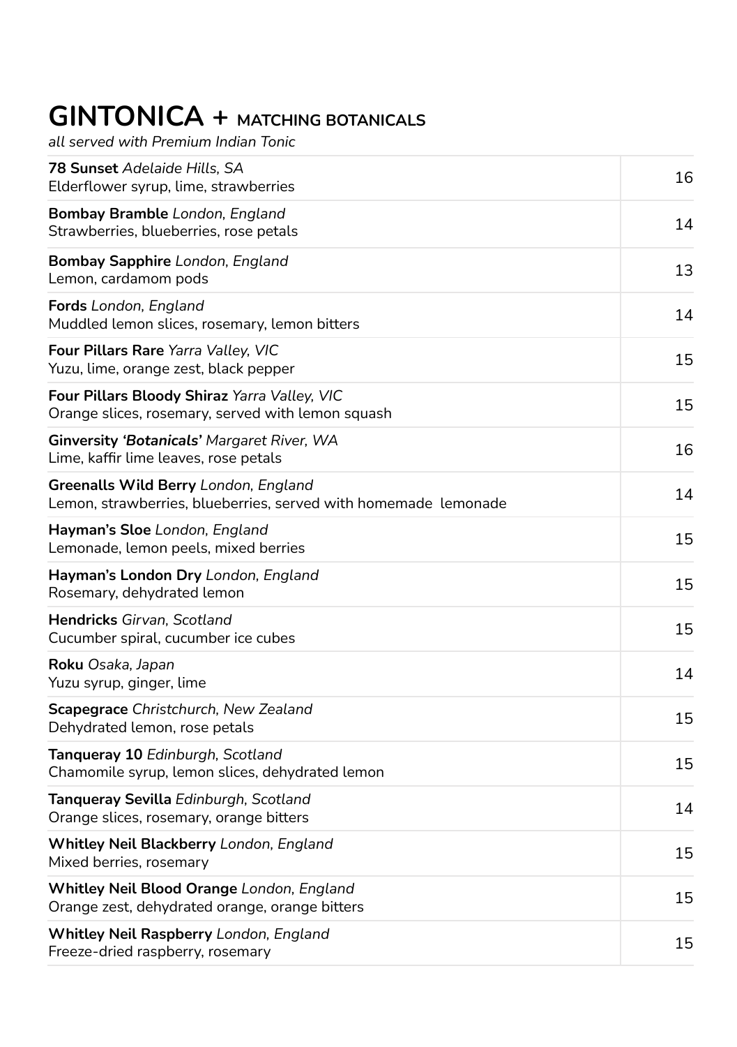# GINTONICA + MATCHING BOTANICALS

*all served with Premium Indian Tonic*

| | |
|---|---|
| **78 Sunset** *Adelaide Hills, SA*<br>Elderflower syrup, lime, strawberries | 16 |
| **Bombay Bramble** *London, England*<br>Strawberries, blueberries, rose petals | 14 |
| **Bombay Sapphire** *London, England*<br>Lemon, cardamom pods | 13 |
| **Fords** *London, England*<br>Muddled lemon slices, rosemary, lemon bitters | 14 |
| **Four Pillars Rare** *Yarra Valley, VIC*<br>Yuzu, lime, orange zest, black pepper | 15 |
| **Four Pillars Bloody Shiraz** *Yarra Valley, VIC*<br>Orange slices, rosemary, served with lemon squash | 15 |
| **Ginversity *'Botanicals'*** *Margaret River, WA*<br>Lime, kaffir lime leaves, rose petals | 16 |
| **Greenalls Wild Berry** *London, England*<br>Lemon, strawberries, blueberries, served with homemade lemonade | 14 |
| **Hayman's Sloe** *London, England*<br>Lemonade, lemon peels, mixed berries | 15 |
| **Hayman's London Dry** *London, England*<br>Rosemary, dehydrated lemon | 15 |
| **Hendricks** *Girvan, Scotland*<br>Cucumber spiral, cucumber ice cubes | 15 |
| **Roku** *Osaka, Japan*<br>Yuzu syrup, ginger, lime | 14 |
| **Scapegrace** *Christchurch, New Zealand*<br>Dehydrated lemon, rose petals | 15 |
| **Tanqueray 10** *Edinburgh, Scotland*<br>Chamomile syrup, lemon slices, dehydrated lemon | 15 |
| **Tanqueray Sevilla** *Edinburgh, Scotland*<br>Orange slices, rosemary, orange bitters | 14 |
| **Whitley Neil Blackberry** *London, England*<br>Mixed berries, rosemary | 15 |
| **Whitley Neil Blood Orange** *London, England*<br>Orange zest, dehydrated orange, orange bitters | 15 |
| **Whitley Neil Raspberry** *London, England*<br>Freeze-dried raspberry, rosemary | 15 |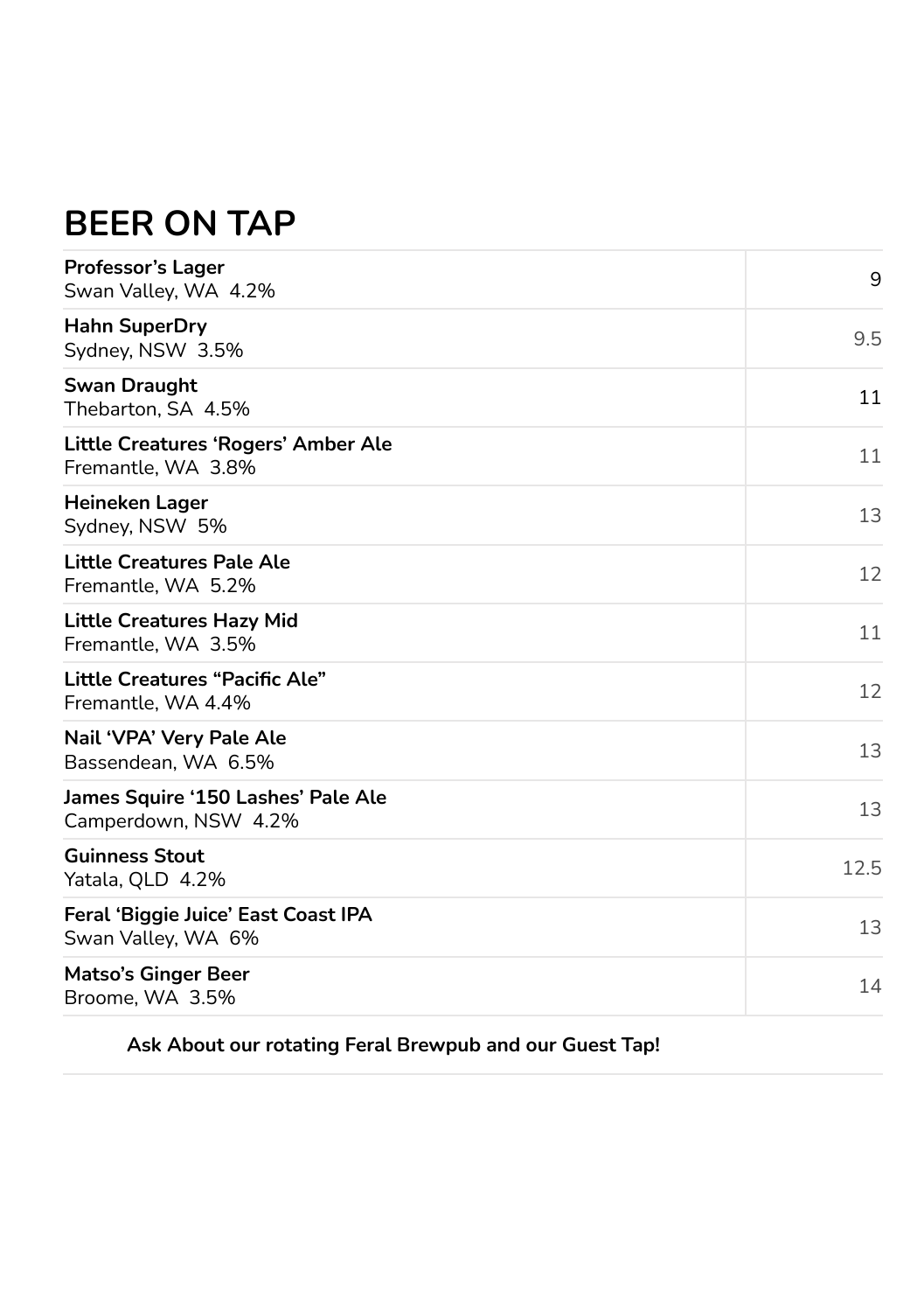# BEER ON TAP

| | |
|---|---|
| **Professor's Lager**<br>Swan Valley, WA 4.2% | 9 |
| **Hahn SuperDry**<br>Sydney, NSW 3.5% | 9.5 |
| **Swan Draught**<br>Thebarton, SA 4.5% | 11 |
| **Little Creatures 'Rogers' Amber Ale**<br>Fremantle, WA 3.8% | 11 |
| **Heineken Lager**<br>Sydney, NSW 5% | 13 |
| **Little Creatures Pale Ale**<br>Fremantle, WA 5.2% | 12 |
| **Little Creatures Hazy Mid**<br>Fremantle, WA 3.5% | 11 |
| **Little Creatures "Pacific Ale"**<br>Fremantle, WA 4.4% | 12 |
| **Nail 'VPA' Very Pale Ale**<br>Bassendean, WA 6.5% | 13 |
| **James Squire '150 Lashes' Pale Ale**<br>Camperdown, NSW 4.2% | 13 |
| **Guinness Stout**<br>Yatala, QLD 4.2% | 12.5 |
| **Feral 'Biggie Juice' East Coast IPA**<br>Swan Valley, WA 6% | 13 |
| **Matso's Ginger Beer**<br>Broome, WA 3.5% | 14 |

**Ask About our rotating Feral Brewpub and our Guest Tap!**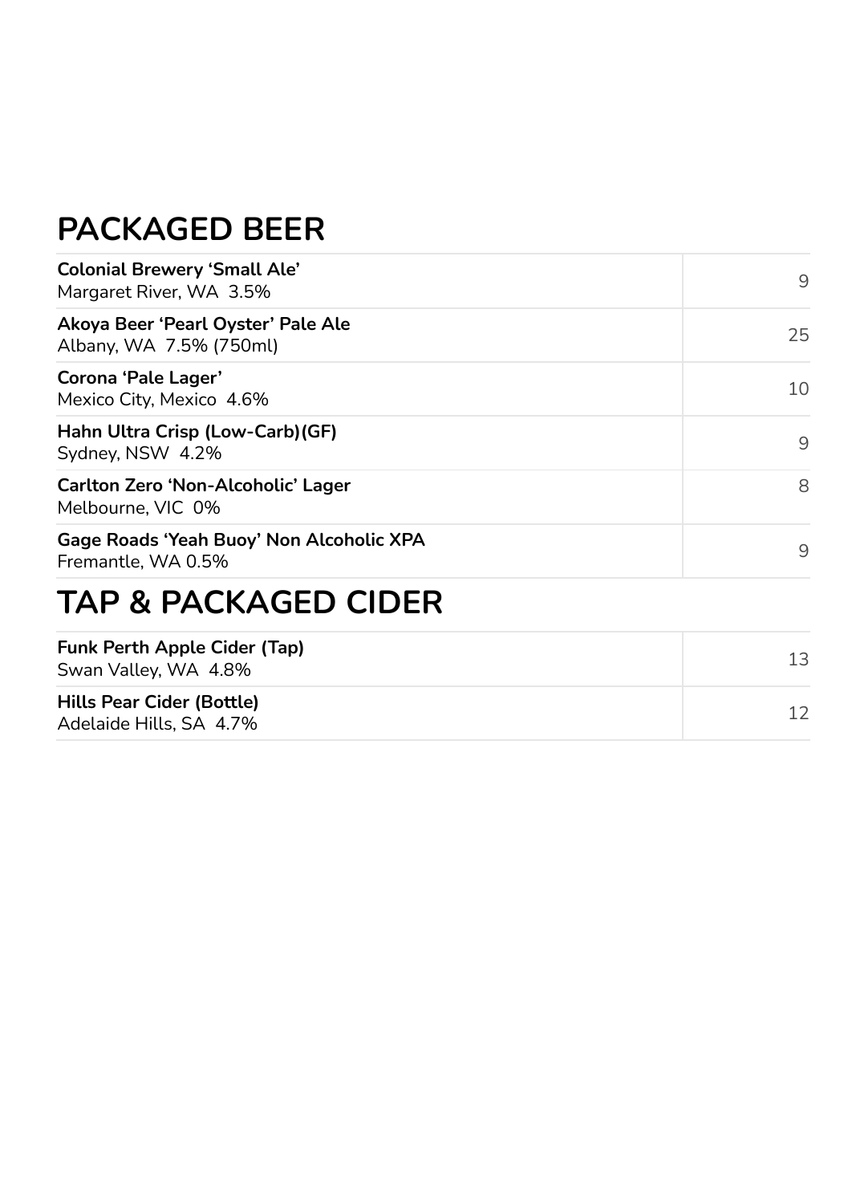## PACKAGED BEER

| Item | Price |
|---|---|
| **Colonial Brewery 'Small Ale'**<br>Margaret River, WA 3.5% | 9 |
| **Akoya Beer 'Pearl Oyster' Pale Ale**<br>Albany, WA 7.5% (750ml) | 25 |
| **Corona 'Pale Lager'**<br>Mexico City, Mexico 4.6% | 10 |
| **Hahn Ultra Crisp (Low-Carb)(GF)**<br>Sydney, NSW 4.2% | 9 |
| **Carlton Zero 'Non-Alcoholic' Lager**<br>Melbourne, VIC 0% | 8 |
| **Gage Roads 'Yeah Buoy' Non Alcoholic XPA**<br>Fremantle, WA 0.5% | 9 |

## TAP & PACKAGED CIDER

| Item | Price |
|---|---|
| **Funk Perth Apple Cider (Tap)**<br>Swan Valley, WA 4.8% | 13 |
| **Hills Pear Cider (Bottle)**<br>Adelaide Hills, SA 4.7% | 12 |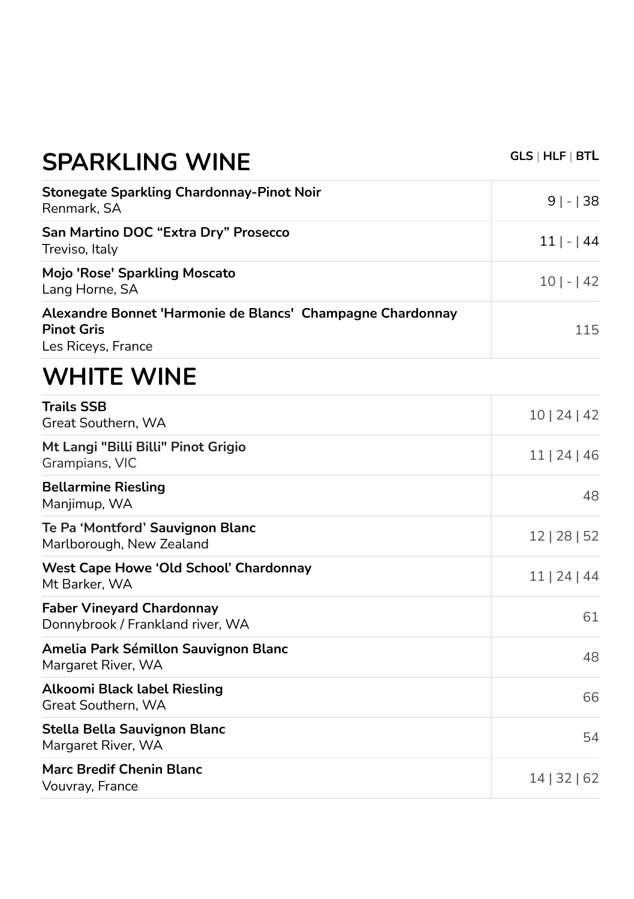## SPARKLING WINE

| | GLS \| HLF \| BTL |
|---|---|
| **Stonegate Sparkling Chardonnay-Pinot Noir**<br>Renmark, SA | 9 \| - \| 38 |
| **San Martino DOC "Extra Dry" Prosecco**<br>Treviso, Italy | 11 \| - \| 44 |
| **Mojo 'Rose' Sparkling Moscato**<br>Lang Horne, SA | 10 \| - \| 42 |
| **Alexandre Bonnet 'Harmonie de Blancs' Champagne Chardonnay Pinot Gris**<br>Les Riceys, France | 115 |

## WHITE WINE

| | |
|---|---|
| **Trails SSB**<br>Great Southern, WA | 10 \| 24 \| 42 |
| **Mt Langi "Billi Billi" Pinot Grigio**<br>Grampians, VIC | 11 \| 24 \| 46 |
| **Bellarmine Riesling**<br>Manjimup, WA | 48 |
| **Te Pa 'Montford' Sauvignon Blanc**<br>Marlborough, New Zealand | 12 \| 28 \| 52 |
| **West Cape Howe 'Old School' Chardonnay**<br>Mt Barker, WA | 11 \| 24 \| 44 |
| **Faber Vineyard Chardonnay**<br>Donnybrook / Frankland river, WA | 61 |
| **Amelia Park Sémillon Sauvignon Blanc**<br>Margaret River, WA | 48 |
| **Alkoomi Black label Riesling**<br>Great Southern, WA | 66 |
| **Stella Bella Sauvignon Blanc**<br>Margaret River, WA | 54 |
| **Marc Bredif Chenin Blanc**<br>Vouvray, France | 14 \| 32 \| 62 |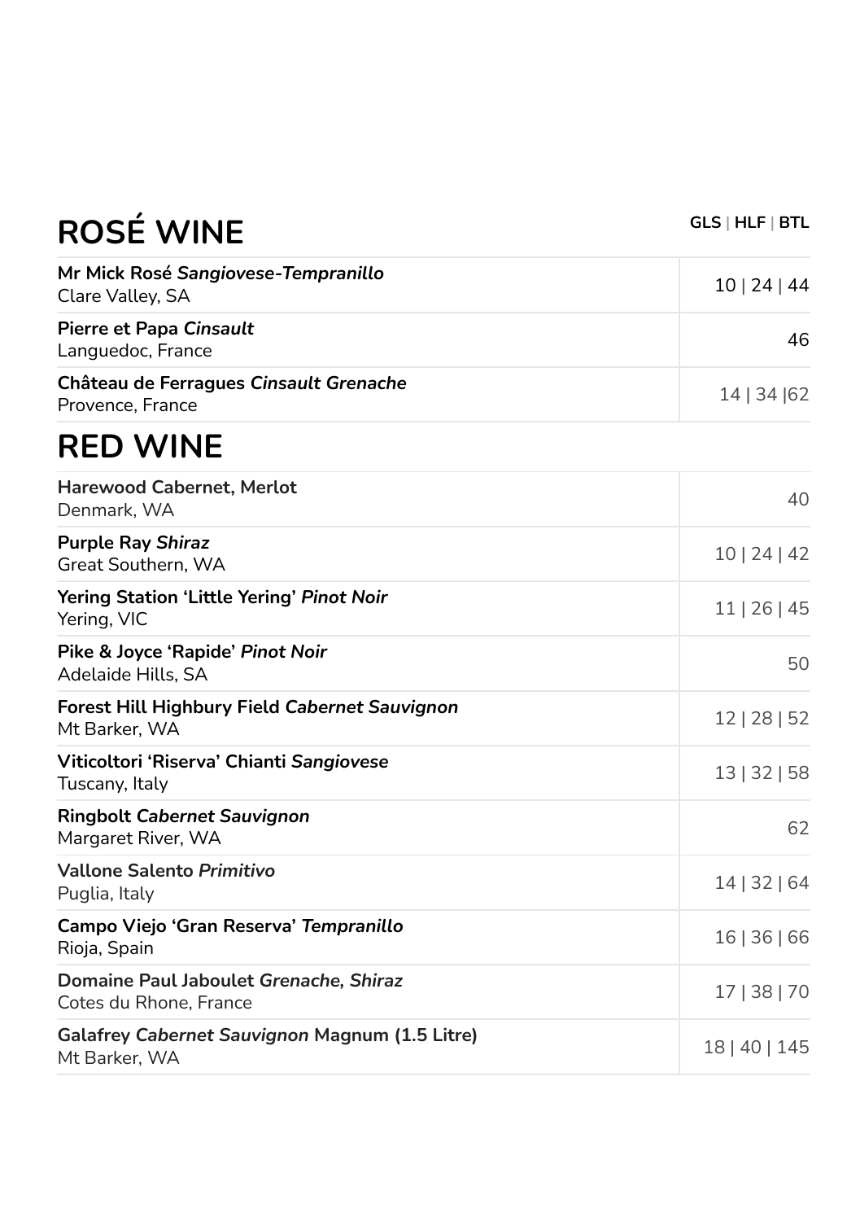# ROSÉ WINE

| Wine | GLS \| HLF \| BTL |
|---|---|
| **Mr Mick Rosé *Sangiovese-Tempranillo***<br>Clare Valley, SA | 10 \| 24 \| 44 |
| **Pierre et Papa *Cinsault***<br>Languedoc, France | 46 |
| **Château de Ferragues *Cinsault Grenache***<br>Provence, France | 14 \| 34 \|62 |

# RED WINE

| Wine | GLS \| HLF \| BTL |
|---|---|
| **Harewood Cabernet, Merlot**<br>Denmark, WA | 40 |
| **Purple Ray *Shiraz***<br>Great Southern, WA | 10 \| 24 \| 42 |
| **Yering Station 'Little Yering' *Pinot Noir***<br>Yering, VIC | 11 \| 26 \| 45 |
| **Pike & Joyce 'Rapide' *Pinot Noir***<br>Adelaide Hills, SA | 50 |
| **Forest Hill Highbury Field *Cabernet Sauvignon***<br>Mt Barker, WA | 12 \| 28 \| 52 |
| **Viticoltori 'Riserva' Chianti *Sangiovese***<br>Tuscany, Italy | 13 \| 32 \| 58 |
| **Ringbolt *Cabernet Sauvignon***<br>Margaret River, WA | 62 |
| **Vallone Salento *Primitivo***<br>Puglia, Italy | 14 \| 32 \| 64 |
| **Campo Viejo 'Gran Reserva' *Tempranillo***<br>Rioja, Spain | 16 \| 36 \| 66 |
| **Domaine Paul Jaboulet *Grenache, Shiraz***<br>Cotes du Rhone, France | 17 \| 38 \| 70 |
| **Galafrey *Cabernet Sauvignon* Magnum (1.5 Litre)**<br>Mt Barker, WA | 18 \| 40 \| 145 |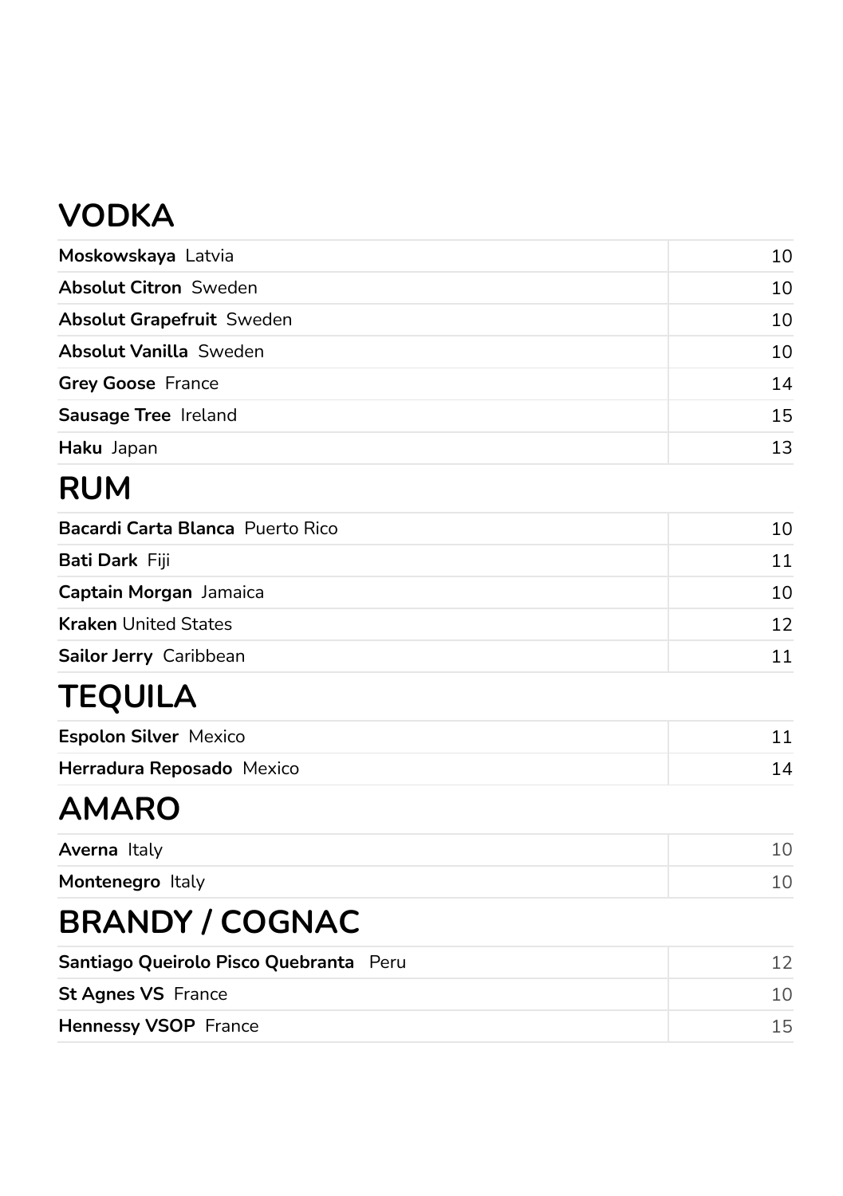# VODKA

| | |
|---|---|
| **Moskowskaya** Latvia | 10 |
| **Absolut Citron** Sweden | 10 |
| **Absolut Grapefruit** Sweden | 10 |
| **Absolut Vanilla** Sweden | 10 |
| **Grey Goose** France | 14 |
| **Sausage Tree** Ireland | 15 |
| **Haku** Japan | 13 |

# RUM

| | |
|---|---|
| **Bacardi Carta Blanca** Puerto Rico | 10 |
| **Bati Dark** Fiji | 11 |
| **Captain Morgan** Jamaica | 10 |
| **Kraken** United States | 12 |
| **Sailor Jerry** Caribbean | 11 |

# TEQUILA

| | |
|---|---|
| **Espolon Silver** Mexico | 11 |
| **Herradura Reposado** Mexico | 14 |

# AMARO

| | |
|---|---|
| **Averna** Italy | 10 |
| **Montenegro** Italy | 10 |

# BRANDY / COGNAC

| | |
|---|---|
| **Santiago Queirolo Pisco Quebranta** Peru | 12 |
| **St Agnes VS** France | 10 |
| **Hennessy VSOP** France | 15 |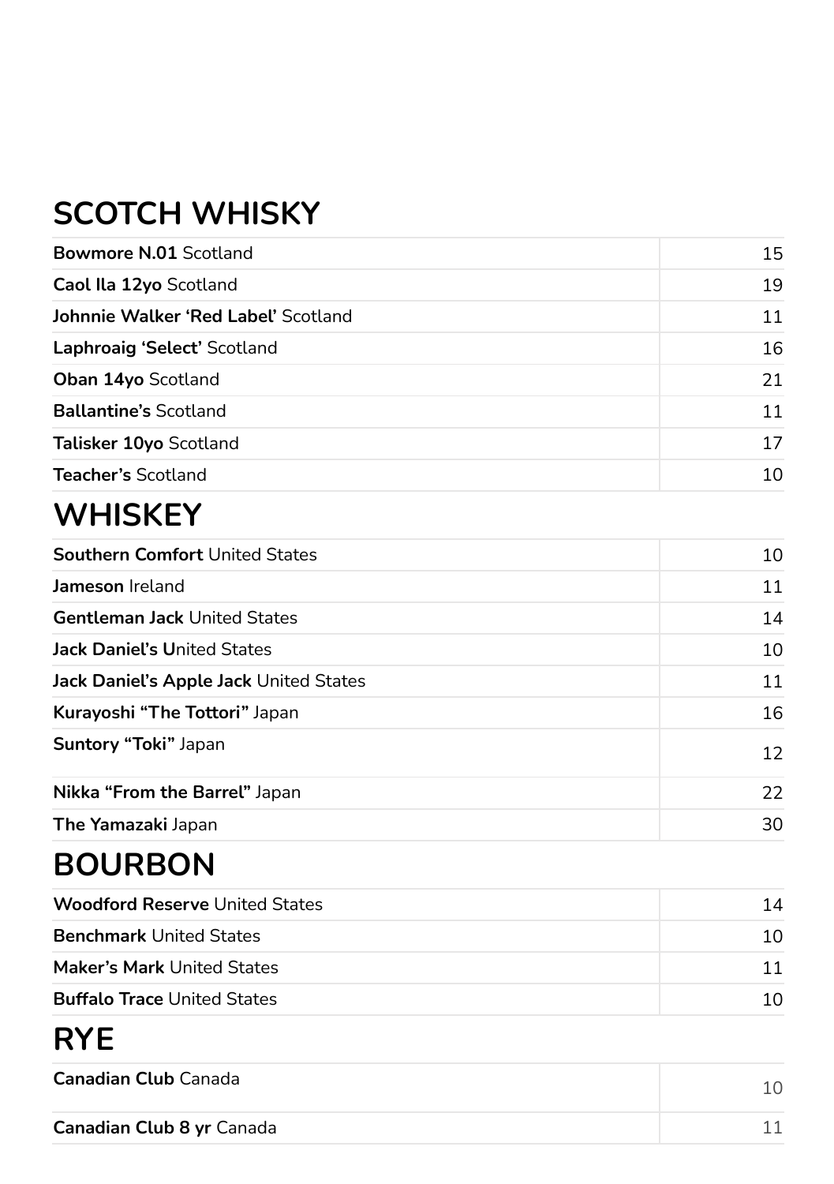# SCOTCH WHISKY

| | |
|---|---|
| **Bowmore N.01** Scotland | 15 |
| **Caol Ila 12yo** Scotland | 19 |
| **Johnnie Walker 'Red Label'** Scotland | 11 |
| **Laphroaig 'Select'** Scotland | 16 |
| **Oban 14yo** Scotland | 21 |
| **Ballantine's** Scotland | 11 |
| **Talisker 10yo** Scotland | 17 |
| **Teacher's** Scotland | 10 |

# WHISKEY

| | |
|---|---|
| **Southern Comfort** United States | 10 |
| **Jameson** Ireland | 11 |
| **Gentleman Jack** United States | 14 |
| **Jack Daniel's U**nited States | 10 |
| **Jack Daniel's Apple Jack** United States | 11 |
| **Kurayoshi "The Tottori"** Japan | 16 |
| **Suntory "Toki"** Japan | 12 |
| **Nikka "From the Barrel"** Japan | 22 |
| **The Yamazaki** Japan | 30 |

# BOURBON

| | |
|---|---|
| **Woodford Reserve** United States | 14 |
| **Benchmark** United States | 10 |
| **Maker's Mark** United States | 11 |
| **Buffalo Trace** United States | 10 |

# RYE

| | |
|---|---|
| **Canadian Club** Canada | 10 |
| **Canadian Club 8 yr** Canada | 11 |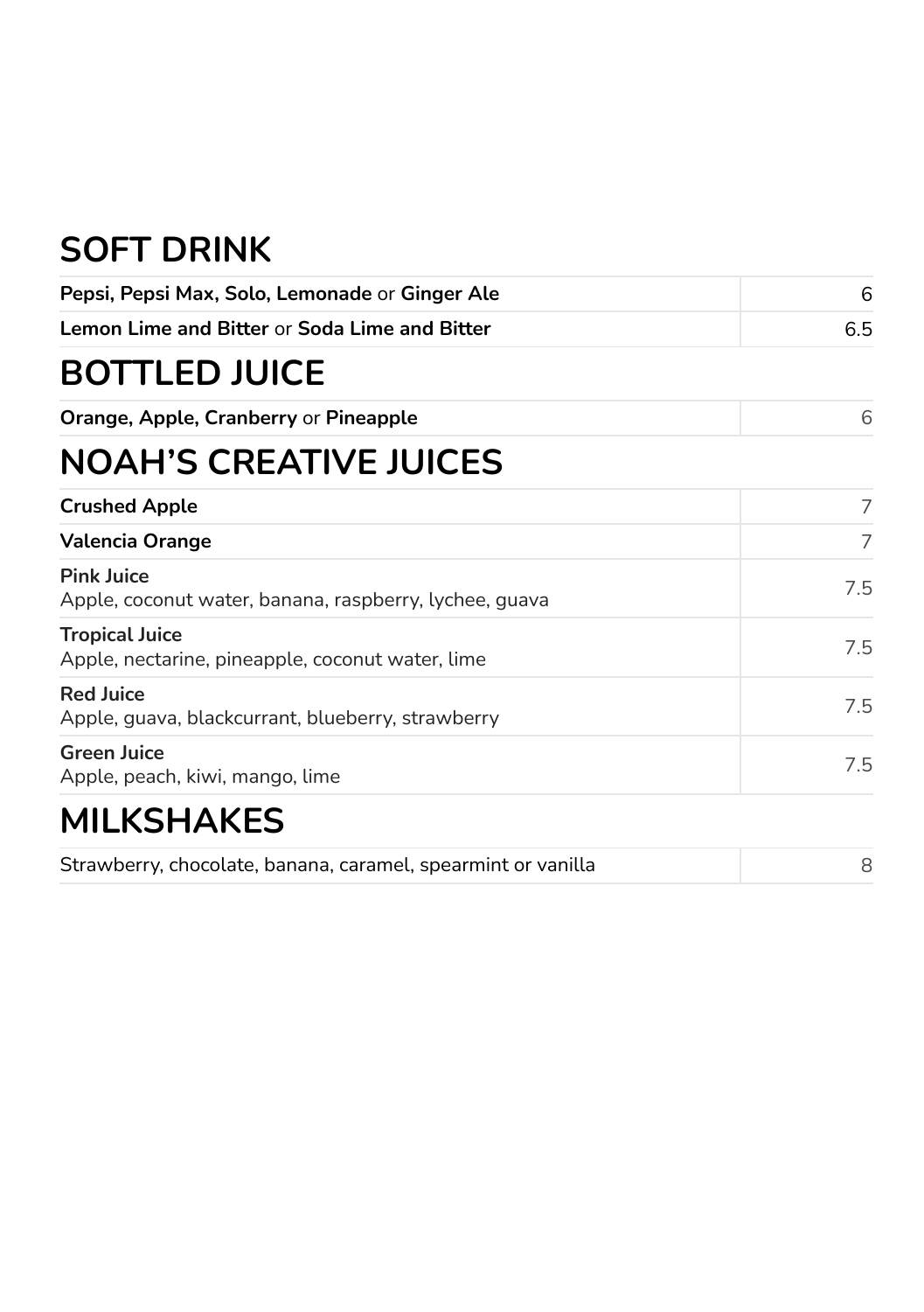## SOFT DRINK

| | |
|---|---|
| **Pepsi, Pepsi Max, Solo, Lemonade** or **Ginger Ale** | 6 |
| **Lemon Lime and Bitter** or **Soda Lime and Bitter** | 6.5 |

## BOTTLED JUICE

| | |
|---|---|
| **Orange, Apple, Cranberry** or **Pineapple** | 6 |

## NOAH'S CREATIVE JUICES

| | |
|---|---|
| **Crushed Apple** | 7 |
| **Valencia Orange** | 7 |
| **Pink Juice**<br>Apple, coconut water, banana, raspberry, lychee, guava | 7.5 |
| **Tropical Juice**<br>Apple, nectarine, pineapple, coconut water, lime | 7.5 |
| **Red Juice**<br>Apple, guava, blackcurrant, blueberry, strawberry | 7.5 |
| **Green Juice**<br>Apple, peach, kiwi, mango, lime | 7.5 |

## MILKSHAKES

| | |
|---|---|
| Strawberry, chocolate, banana, caramel, spearmint or vanilla | 8 |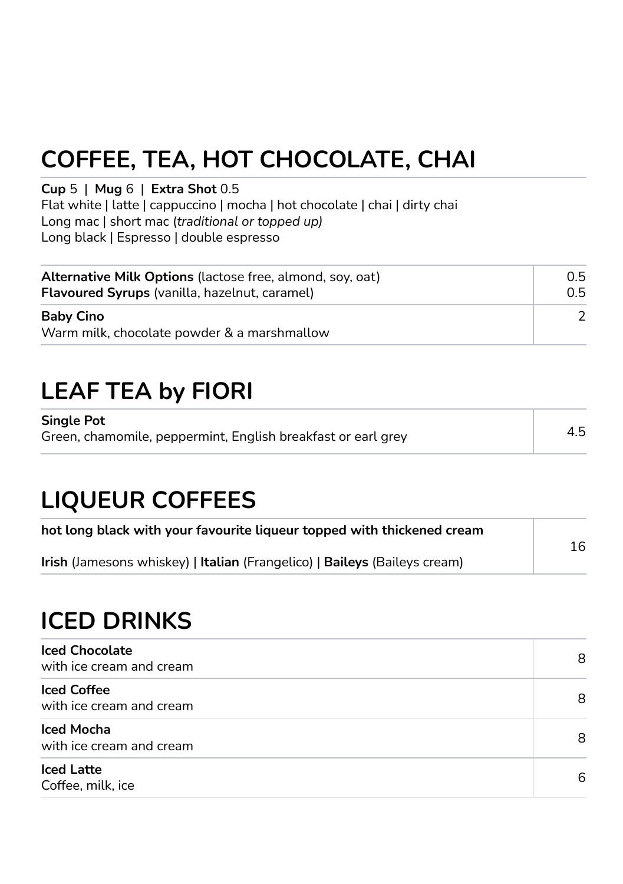## COFFEE, TEA, HOT CHOCOLATE, CHAI

**Cup** 5 | **Mug** 6 | **Extra Shot** 0.5
Flat white | latte | cappuccino | mocha | hot chocolate | chai | dirty chai
Long mac | short mac (*traditional or topped up)*
Long black | Espresso | double espresso

| | |
|---|---|
| **Alternative Milk Options** (lactose free, almond, soy, oat)<br>**Flavoured Syrups** (vanilla, hazelnut, caramel) | 0.5<br>0.5 |
| **Baby Cino**<br>Warm milk, chocolate powder & a marshmallow | 2 |

## LEAF TEA by FIORI

| | |
|---|---|
| **Single Pot**<br>Green, chamomile, peppermint, English breakfast or earl grey | 4.5 |

## LIQUEUR COFFEES

| | |
|---|---|
| **hot long black with your favourite liqueur topped with thickened cream**<br>**Irish** (Jamesons whiskey) \| **Italian** (Frangelico) \| **Baileys** (Baileys cream) | 16 |

## ICED DRINKS

| | |
|---|---|
| **Iced Chocolate**<br>with ice cream and cream | 8 |
| **Iced Coffee**<br>with ice cream and cream | 8 |
| **Iced Mocha**<br>with ice cream and cream | 8 |
| **Iced Latte**<br>Coffee, milk, ice | 6 |